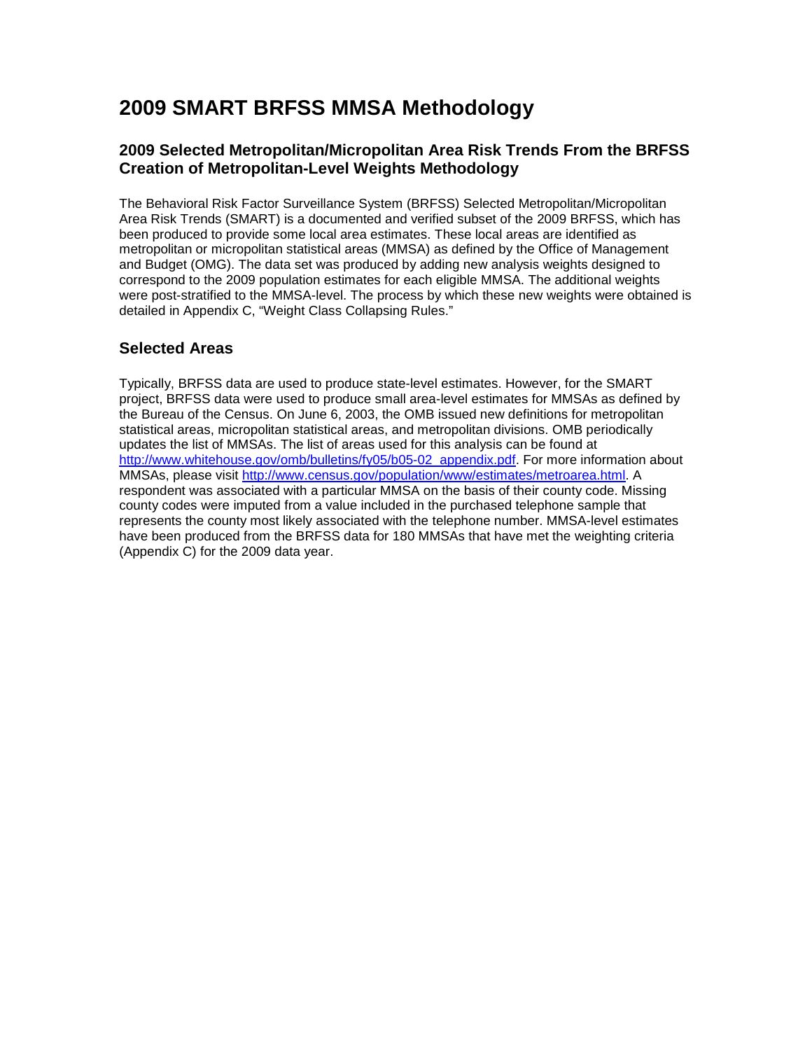# 2009 SMART BRFSS MMSA Methodology

## 2009 Selected Metropolitan/Micropolitan Area Risk Trends From the BRFSS Creation of Metropolitan-Level Weights Methodology

The Behavioral Risk Factor Surveillance System (BRFSS) Selected Metropolitan/Micropolitan Area Risk Trends (SMART) is a documented and verified subset of the 2009 BRFSS, which has been produced to provide some local area estimates. These local areas are identified as metropolitan or micropolitan statistical areas (MMSA) as defined by the Office of Management and Budget (OMG). The data set was produced by adding new analysis weights designed to correspond to the 2009 population estimates for each eligible MMSA. The additional weights were post-stratified to the MMSA-level. The process by which these new weights were obtained is detailed in Appendix C, "Weight Class Collapsing Rules."

## Selected Areas

Typically, BRFSS data are used to produce state-level estimates. However, for the SMART project, BRFSS data were used to produce small area-level estimates for MMSAs as defined by the Bureau of the Census. On June 6, 2003, the OMB issued new definitions for metropolitan statistical areas, micropolitan statistical areas, and metropolitan divisions. OMB periodically updates the list of MMSAs. The list of areas used for this analysis can be found at [http://www.whitehouse.gov/omb/bulletins/fy05/b05-02_appendix.pdf](http://www.whitehouse.gov/omb/bulletins/fy05/b05-02_appendix.pdf). For more information about MMSAs, please visit [http://www.census.gov/population/www/estimates/metroarea.html](http://www.census.gov/population/www/estimates/metroarea.html). A respondent was associated with a particular MMSA on the basis of their county code. Missing county codes were imputed from a value included in the purchased telephone sample that represents the county most likely associated with the telephone number. MMSA-level estimates have been produced from the BRFSS data for 180 MMSAs that have met the weighting criteria (Appendix C) for the 2009 data year.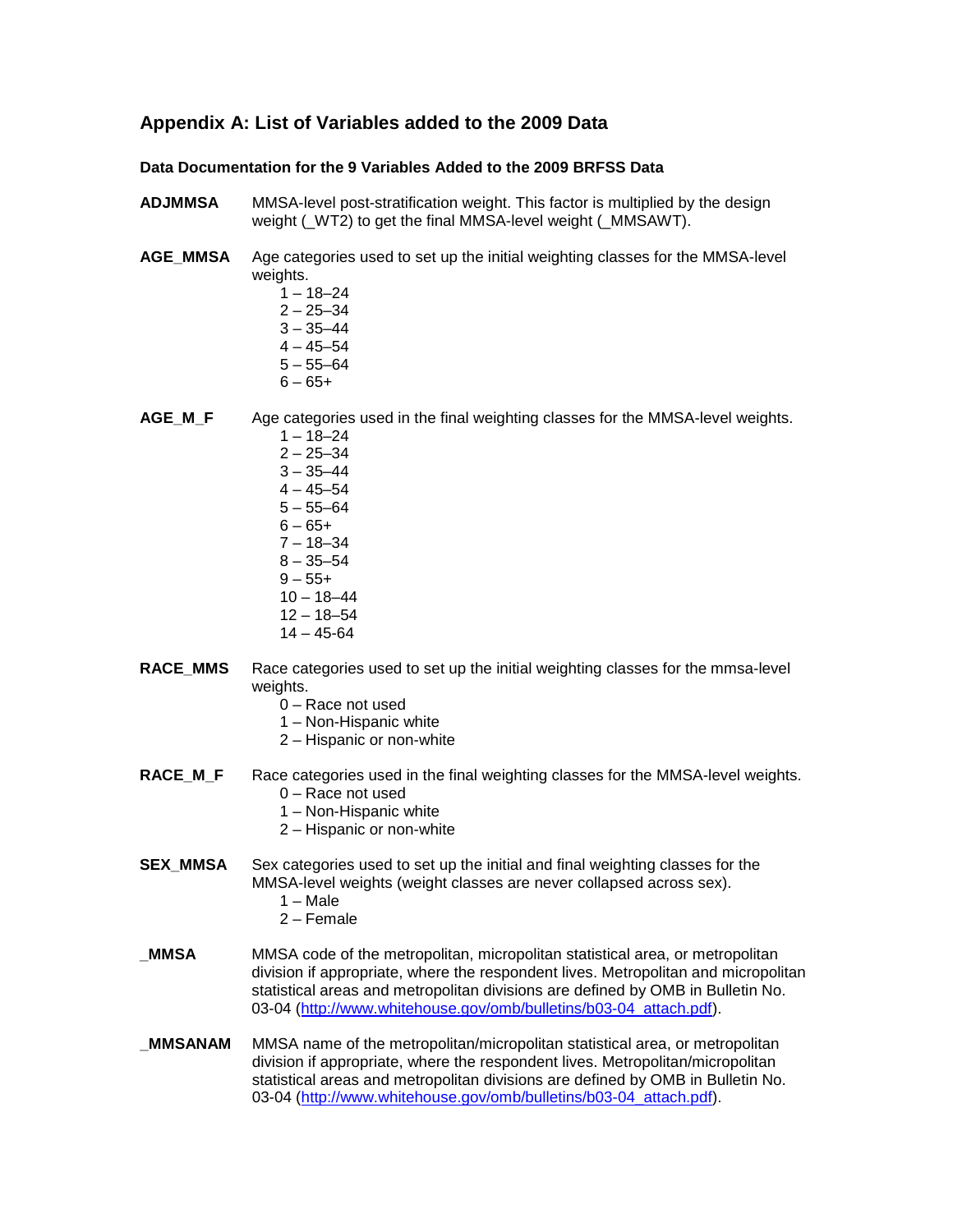## Appendix A: List of Variables added to the 2009 Data

**Data Documentation for the 9 Variables Added to the 2009 BRFSS Data**

**ADJMMSA** MMSA-level post-stratification weight. This factor is multiplied by the design weight (_WT2) to get the final MMSA-level weight (_MMSAWT).

**AGE_MMSA** Age categories used to set up the initial weighting classes for the MMSA-level weights.

- 1 – 18–24
- 2 – 25–34
- 3 – 35–44
- 4 – 45–54
- 5 – 55–64
- 6 – 65+

**AGE_M_F** Age categories used in the final weighting classes for the MMSA-level weights.

- 1 – 18–24
- 2 – 25–34
- 3 – 35–44
- 4 – 45–54
- 5 – 55–64
- 6 – 65+
- 7 – 18–34
- 8 – 35–54
- 9 – 55+
- 10 – 18–44
- 12 – 18–54
- 14 – 45-64

**RACE_MMS** Race categories used to set up the initial weighting classes for the mmsa-level weights.

- 0 – Race not used
- 1 – Non-Hispanic white
- 2 – Hispanic or non-white

**RACE_M_F** Race categories used in the final weighting classes for the MMSA-level weights.

- 0 – Race not used
- 1 – Non-Hispanic white
- 2 – Hispanic or non-white

**SEX_MMSA** Sex categories used to set up the initial and final weighting classes for the MMSA-level weights (weight classes are never collapsed across sex).

- 1 – Male
- 2 – Female

**_MMSA** MMSA code of the metropolitan, micropolitan statistical area, or metropolitan division if appropriate, where the respondent lives. Metropolitan and micropolitan statistical areas and metropolitan divisions are defined by OMB in Bulletin No. 03-04 (http://www.whitehouse.gov/omb/bulletins/b03-04_attach.pdf).

**_MMSANAM** MMSA name of the metropolitan/micropolitan statistical area, or metropolitan division if appropriate, where the respondent lives. Metropolitan/micropolitan statistical areas and metropolitan divisions are defined by OMB in Bulletin No. 03-04 (http://www.whitehouse.gov/omb/bulletins/b03-04_attach.pdf).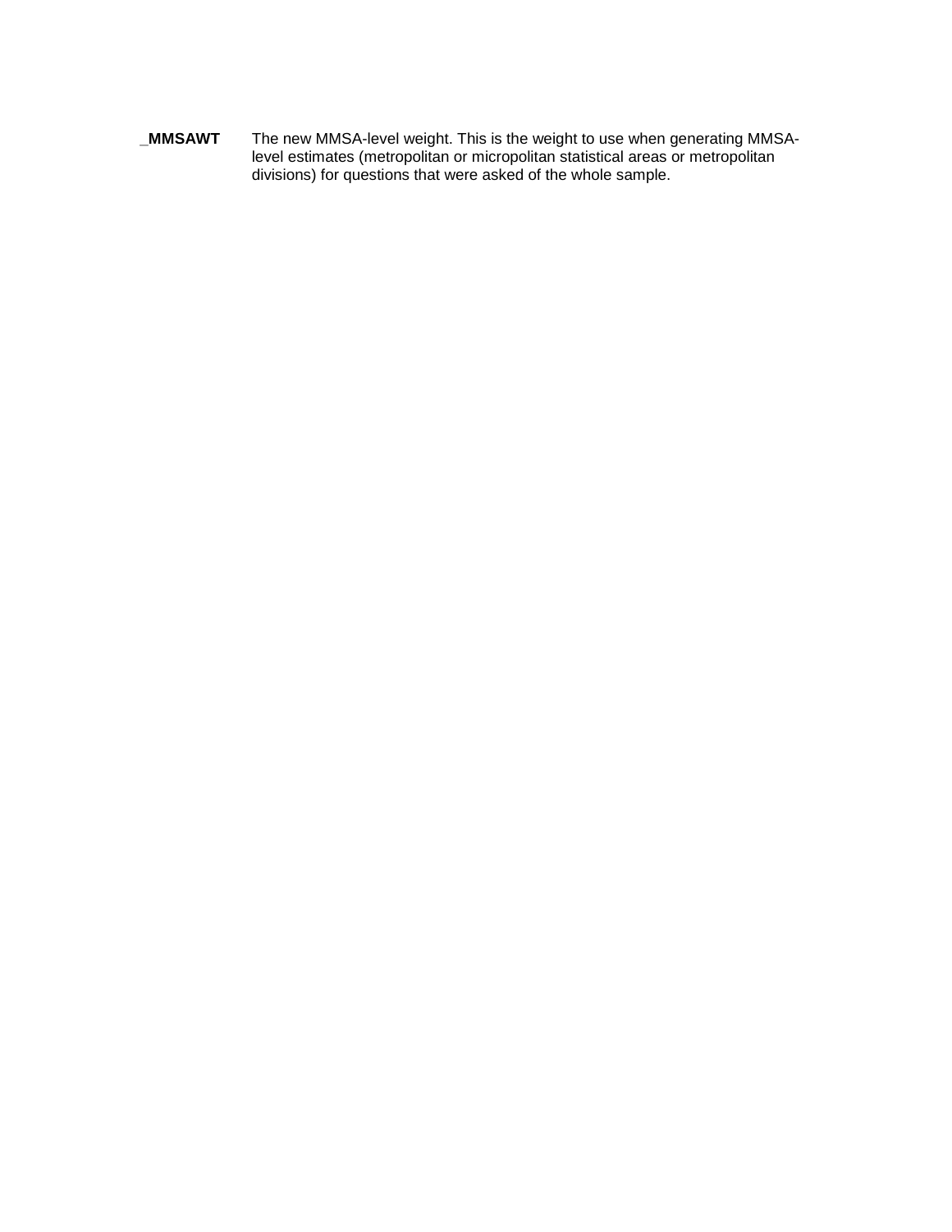**_MMSAWT** The new MMSA-level weight. This is the weight to use when generating MMSA-level estimates (metropolitan or micropolitan statistical areas or metropolitan divisions) for questions that were asked of the whole sample.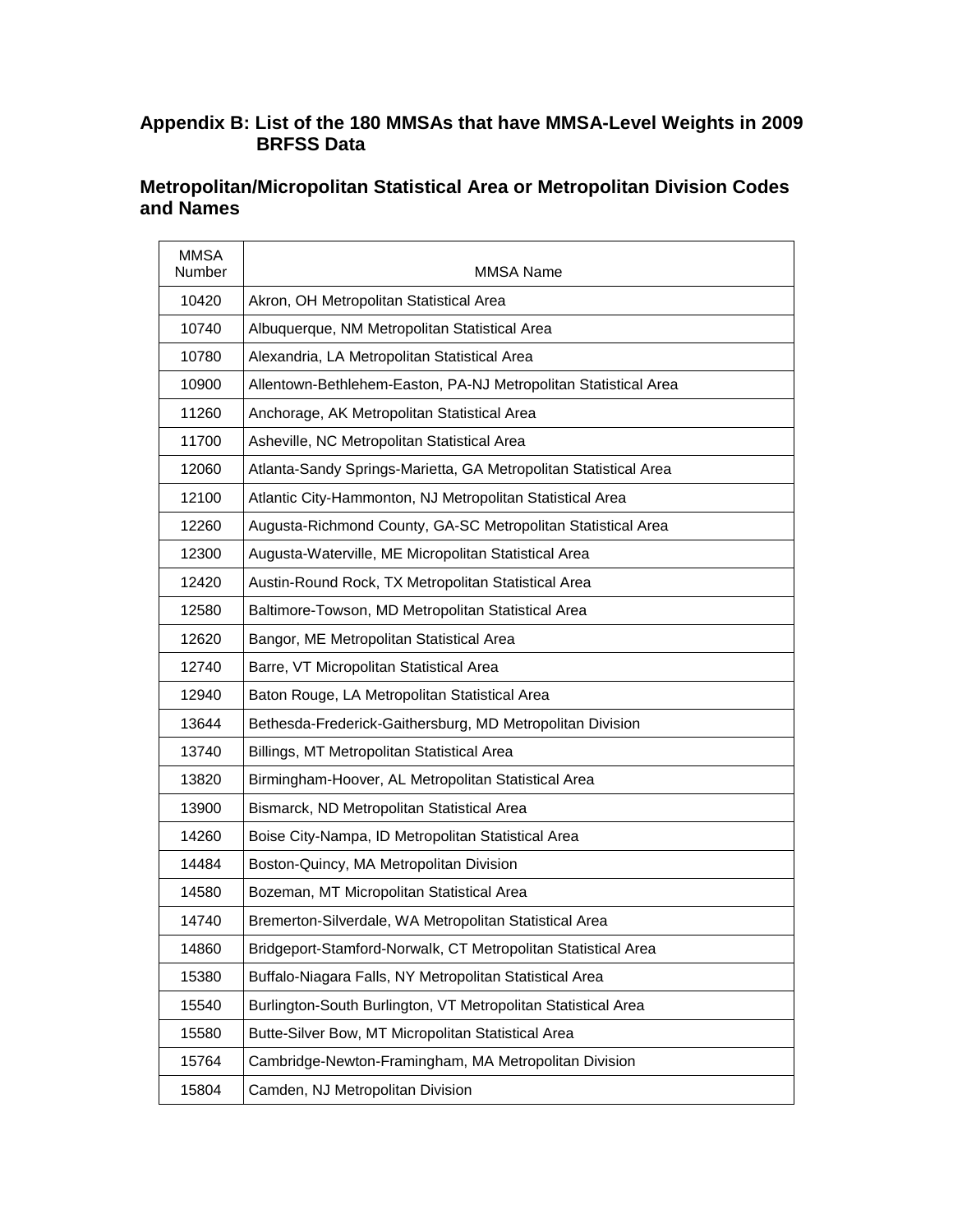## Appendix B: List of the 180 MMSAs that have MMSA-Level Weights in 2009 BRFSS Data

## Metropolitan/Micropolitan Statistical Area or Metropolitan Division Codes and Names

| MMSA Number | MMSA Name |
|---|---|
| 10420 | Akron, OH Metropolitan Statistical Area |
| 10740 | Albuquerque, NM Metropolitan Statistical Area |
| 10780 | Alexandria, LA Metropolitan Statistical Area |
| 10900 | Allentown-Bethlehem-Easton, PA-NJ Metropolitan Statistical Area |
| 11260 | Anchorage, AK Metropolitan Statistical Area |
| 11700 | Asheville, NC Metropolitan Statistical Area |
| 12060 | Atlanta-Sandy Springs-Marietta, GA Metropolitan Statistical Area |
| 12100 | Atlantic City-Hammonton, NJ Metropolitan Statistical Area |
| 12260 | Augusta-Richmond County, GA-SC Metropolitan Statistical Area |
| 12300 | Augusta-Waterville, ME Micropolitan Statistical Area |
| 12420 | Austin-Round Rock, TX Metropolitan Statistical Area |
| 12580 | Baltimore-Towson, MD Metropolitan Statistical Area |
| 12620 | Bangor, ME Metropolitan Statistical Area |
| 12740 | Barre, VT Micropolitan Statistical Area |
| 12940 | Baton Rouge, LA Metropolitan Statistical Area |
| 13644 | Bethesda-Frederick-Gaithersburg, MD Metropolitan Division |
| 13740 | Billings, MT Metropolitan Statistical Area |
| 13820 | Birmingham-Hoover, AL Metropolitan Statistical Area |
| 13900 | Bismarck, ND Metropolitan Statistical Area |
| 14260 | Boise City-Nampa, ID Metropolitan Statistical Area |
| 14484 | Boston-Quincy, MA Metropolitan Division |
| 14580 | Bozeman, MT Micropolitan Statistical Area |
| 14740 | Bremerton-Silverdale, WA Metropolitan Statistical Area |
| 14860 | Bridgeport-Stamford-Norwalk, CT Metropolitan Statistical Area |
| 15380 | Buffalo-Niagara Falls, NY Metropolitan Statistical Area |
| 15540 | Burlington-South Burlington, VT Metropolitan Statistical Area |
| 15580 | Butte-Silver Bow, MT Micropolitan Statistical Area |
| 15764 | Cambridge-Newton-Framingham, MA Metropolitan Division |
| 15804 | Camden, NJ Metropolitan Division |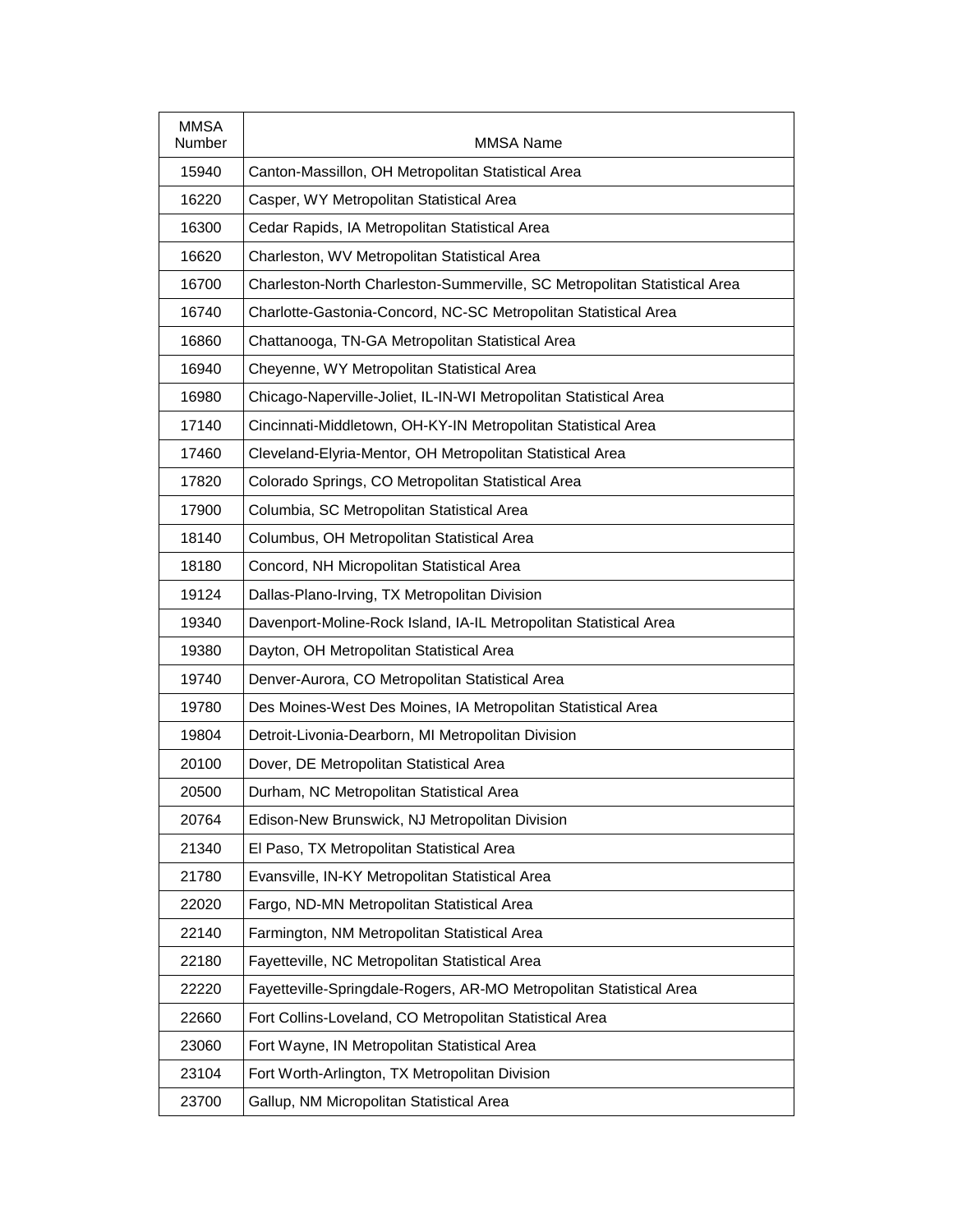| MMSA Number | MMSA Name |
|---|---|
| 15940 | Canton-Massillon, OH Metropolitan Statistical Area |
| 16220 | Casper, WY Metropolitan Statistical Area |
| 16300 | Cedar Rapids, IA Metropolitan Statistical Area |
| 16620 | Charleston, WV Metropolitan Statistical Area |
| 16700 | Charleston-North Charleston-Summerville, SC Metropolitan Statistical Area |
| 16740 | Charlotte-Gastonia-Concord, NC-SC Metropolitan Statistical Area |
| 16860 | Chattanooga, TN-GA Metropolitan Statistical Area |
| 16940 | Cheyenne, WY Metropolitan Statistical Area |
| 16980 | Chicago-Naperville-Joliet, IL-IN-WI Metropolitan Statistical Area |
| 17140 | Cincinnati-Middletown, OH-KY-IN Metropolitan Statistical Area |
| 17460 | Cleveland-Elyria-Mentor, OH Metropolitan Statistical Area |
| 17820 | Colorado Springs, CO Metropolitan Statistical Area |
| 17900 | Columbia, SC Metropolitan Statistical Area |
| 18140 | Columbus, OH Metropolitan Statistical Area |
| 18180 | Concord, NH Micropolitan Statistical Area |
| 19124 | Dallas-Plano-Irving, TX Metropolitan Division |
| 19340 | Davenport-Moline-Rock Island, IA-IL Metropolitan Statistical Area |
| 19380 | Dayton, OH Metropolitan Statistical Area |
| 19740 | Denver-Aurora, CO Metropolitan Statistical Area |
| 19780 | Des Moines-West Des Moines, IA Metropolitan Statistical Area |
| 19804 | Detroit-Livonia-Dearborn, MI Metropolitan Division |
| 20100 | Dover, DE Metropolitan Statistical Area |
| 20500 | Durham, NC Metropolitan Statistical Area |
| 20764 | Edison-New Brunswick, NJ Metropolitan Division |
| 21340 | El Paso, TX Metropolitan Statistical Area |
| 21780 | Evansville, IN-KY Metropolitan Statistical Area |
| 22020 | Fargo, ND-MN Metropolitan Statistical Area |
| 22140 | Farmington, NM Metropolitan Statistical Area |
| 22180 | Fayetteville, NC Metropolitan Statistical Area |
| 22220 | Fayetteville-Springdale-Rogers, AR-MO Metropolitan Statistical Area |
| 22660 | Fort Collins-Loveland, CO Metropolitan Statistical Area |
| 23060 | Fort Wayne, IN Metropolitan Statistical Area |
| 23104 | Fort Worth-Arlington, TX Metropolitan Division |
| 23700 | Gallup, NM Micropolitan Statistical Area |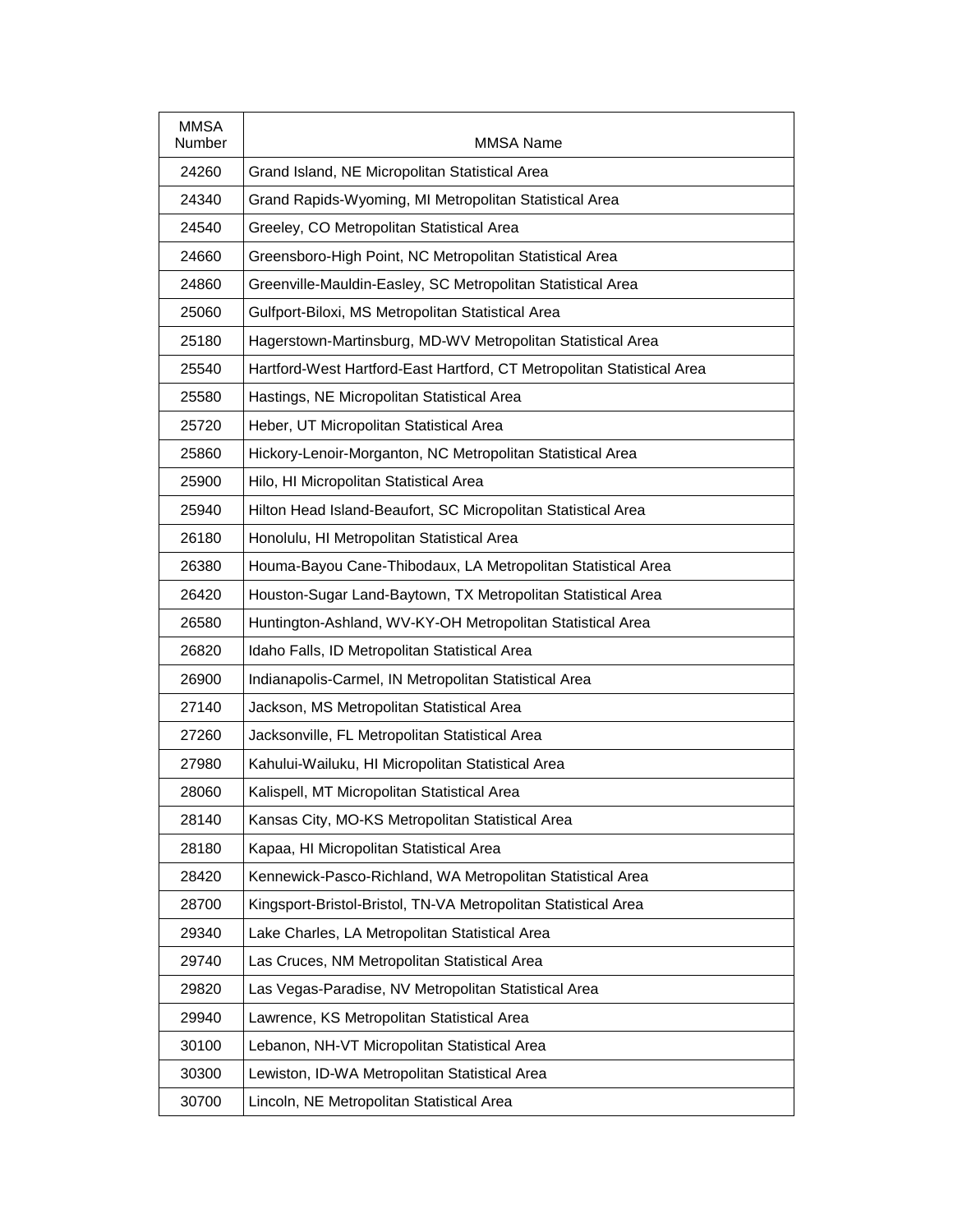| MMSA Number | MMSA Name |
|---|---|
| 24260 | Grand Island, NE Micropolitan Statistical Area |
| 24340 | Grand Rapids-Wyoming, MI Metropolitan Statistical Area |
| 24540 | Greeley, CO Metropolitan Statistical Area |
| 24660 | Greensboro-High Point, NC Metropolitan Statistical Area |
| 24860 | Greenville-Mauldin-Easley, SC Metropolitan Statistical Area |
| 25060 | Gulfport-Biloxi, MS Metropolitan Statistical Area |
| 25180 | Hagerstown-Martinsburg, MD-WV Metropolitan Statistical Area |
| 25540 | Hartford-West Hartford-East Hartford, CT Metropolitan Statistical Area |
| 25580 | Hastings, NE Micropolitan Statistical Area |
| 25720 | Heber, UT Micropolitan Statistical Area |
| 25860 | Hickory-Lenoir-Morganton, NC Metropolitan Statistical Area |
| 25900 | Hilo, HI Micropolitan Statistical Area |
| 25940 | Hilton Head Island-Beaufort, SC Micropolitan Statistical Area |
| 26180 | Honolulu, HI Metropolitan Statistical Area |
| 26380 | Houma-Bayou Cane-Thibodaux, LA Metropolitan Statistical Area |
| 26420 | Houston-Sugar Land-Baytown, TX Metropolitan Statistical Area |
| 26580 | Huntington-Ashland, WV-KY-OH Metropolitan Statistical Area |
| 26820 | Idaho Falls, ID Metropolitan Statistical Area |
| 26900 | Indianapolis-Carmel, IN Metropolitan Statistical Area |
| 27140 | Jackson, MS Metropolitan Statistical Area |
| 27260 | Jacksonville, FL Metropolitan Statistical Area |
| 27980 | Kahului-Wailuku, HI Micropolitan Statistical Area |
| 28060 | Kalispell, MT Micropolitan Statistical Area |
| 28140 | Kansas City, MO-KS Metropolitan Statistical Area |
| 28180 | Kapaa, HI Micropolitan Statistical Area |
| 28420 | Kennewick-Pasco-Richland, WA Metropolitan Statistical Area |
| 28700 | Kingsport-Bristol-Bristol, TN-VA Metropolitan Statistical Area |
| 29340 | Lake Charles, LA Metropolitan Statistical Area |
| 29740 | Las Cruces, NM Metropolitan Statistical Area |
| 29820 | Las Vegas-Paradise, NV Metropolitan Statistical Area |
| 29940 | Lawrence, KS Metropolitan Statistical Area |
| 30100 | Lebanon, NH-VT Micropolitan Statistical Area |
| 30300 | Lewiston, ID-WA Metropolitan Statistical Area |
| 30700 | Lincoln, NE Metropolitan Statistical Area |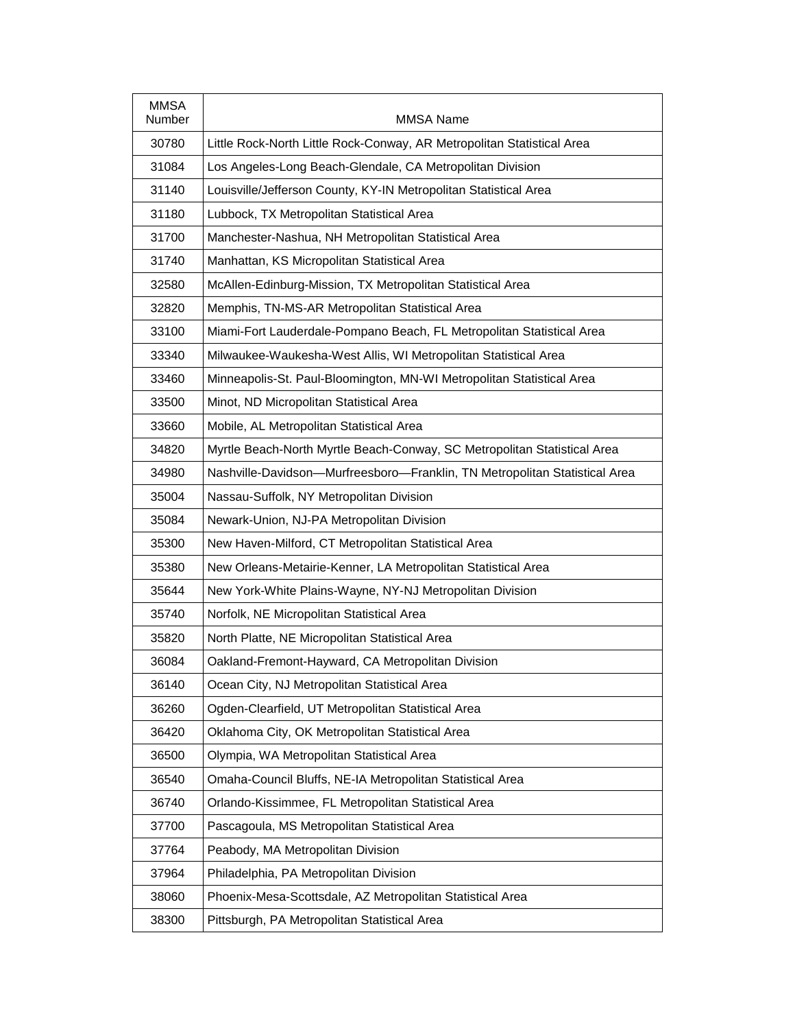| MMSA Number | MMSA Name |
| --- | --- |
| 30780 | Little Rock-North Little Rock-Conway, AR Metropolitan Statistical Area |
| 31084 | Los Angeles-Long Beach-Glendale, CA Metropolitan Division |
| 31140 | Louisville/Jefferson County, KY-IN Metropolitan Statistical Area |
| 31180 | Lubbock, TX Metropolitan Statistical Area |
| 31700 | Manchester-Nashua, NH Metropolitan Statistical Area |
| 31740 | Manhattan, KS Micropolitan Statistical Area |
| 32580 | McAllen-Edinburg-Mission, TX Metropolitan Statistical Area |
| 32820 | Memphis, TN-MS-AR Metropolitan Statistical Area |
| 33100 | Miami-Fort Lauderdale-Pompano Beach, FL Metropolitan Statistical Area |
| 33340 | Milwaukee-Waukesha-West Allis, WI Metropolitan Statistical Area |
| 33460 | Minneapolis-St. Paul-Bloomington, MN-WI Metropolitan Statistical Area |
| 33500 | Minot, ND Micropolitan Statistical Area |
| 33660 | Mobile, AL Metropolitan Statistical Area |
| 34820 | Myrtle Beach-North Myrtle Beach-Conway, SC Metropolitan Statistical Area |
| 34980 | Nashville-Davidson—Murfreesboro—Franklin, TN Metropolitan Statistical Area |
| 35004 | Nassau-Suffolk, NY Metropolitan Division |
| 35084 | Newark-Union, NJ-PA Metropolitan Division |
| 35300 | New Haven-Milford, CT Metropolitan Statistical Area |
| 35380 | New Orleans-Metairie-Kenner, LA Metropolitan Statistical Area |
| 35644 | New York-White Plains-Wayne, NY-NJ Metropolitan Division |
| 35740 | Norfolk, NE Micropolitan Statistical Area |
| 35820 | North Platte, NE Micropolitan Statistical Area |
| 36084 | Oakland-Fremont-Hayward, CA Metropolitan Division |
| 36140 | Ocean City, NJ Metropolitan Statistical Area |
| 36260 | Ogden-Clearfield, UT Metropolitan Statistical Area |
| 36420 | Oklahoma City, OK Metropolitan Statistical Area |
| 36500 | Olympia, WA Metropolitan Statistical Area |
| 36540 | Omaha-Council Bluffs, NE-IA Metropolitan Statistical Area |
| 36740 | Orlando-Kissimmee, FL Metropolitan Statistical Area |
| 37700 | Pascagoula, MS Metropolitan Statistical Area |
| 37764 | Peabody, MA Metropolitan Division |
| 37964 | Philadelphia, PA Metropolitan Division |
| 38060 | Phoenix-Mesa-Scottsdale, AZ Metropolitan Statistical Area |
| 38300 | Pittsburgh, PA Metropolitan Statistical Area |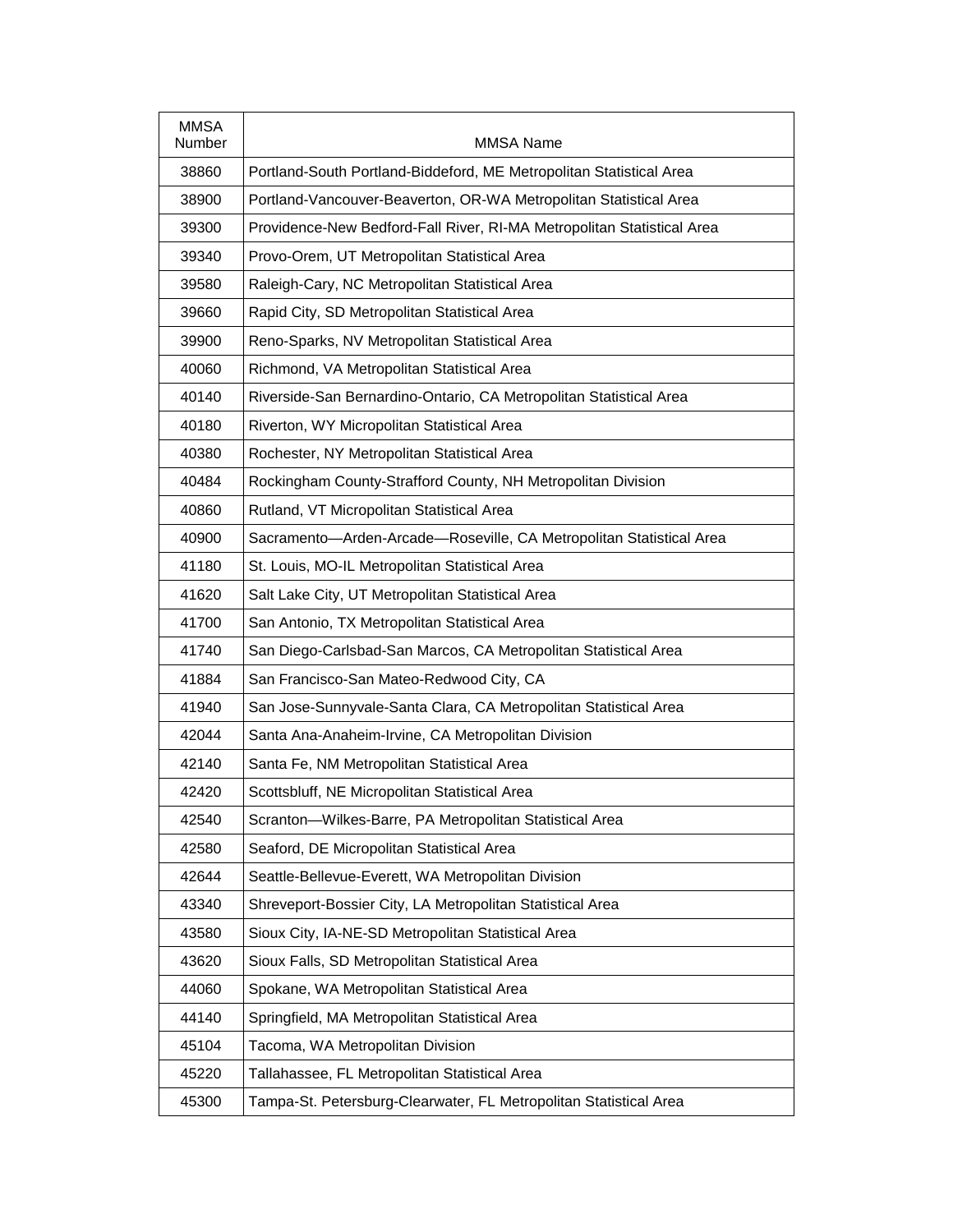| MMSA Number | MMSA Name |
|---|---|
| 38860 | Portland-South Portland-Biddeford, ME Metropolitan Statistical Area |
| 38900 | Portland-Vancouver-Beaverton, OR-WA Metropolitan Statistical Area |
| 39300 | Providence-New Bedford-Fall River, RI-MA Metropolitan Statistical Area |
| 39340 | Provo-Orem, UT Metropolitan Statistical Area |
| 39580 | Raleigh-Cary, NC Metropolitan Statistical Area |
| 39660 | Rapid City, SD Metropolitan Statistical Area |
| 39900 | Reno-Sparks, NV Metropolitan Statistical Area |
| 40060 | Richmond, VA Metropolitan Statistical Area |
| 40140 | Riverside-San Bernardino-Ontario, CA Metropolitan Statistical Area |
| 40180 | Riverton, WY Micropolitan Statistical Area |
| 40380 | Rochester, NY Metropolitan Statistical Area |
| 40484 | Rockingham County-Strafford County, NH Metropolitan Division |
| 40860 | Rutland, VT Micropolitan Statistical Area |
| 40900 | Sacramento—Arden-Arcade—Roseville, CA Metropolitan Statistical Area |
| 41180 | St. Louis, MO-IL Metropolitan Statistical Area |
| 41620 | Salt Lake City, UT Metropolitan Statistical Area |
| 41700 | San Antonio, TX Metropolitan Statistical Area |
| 41740 | San Diego-Carlsbad-San Marcos, CA Metropolitan Statistical Area |
| 41884 | San Francisco-San Mateo-Redwood City, CA |
| 41940 | San Jose-Sunnyvale-Santa Clara, CA Metropolitan Statistical Area |
| 42044 | Santa Ana-Anaheim-Irvine, CA Metropolitan Division |
| 42140 | Santa Fe, NM Metropolitan Statistical Area |
| 42420 | Scottsbluff, NE Micropolitan Statistical Area |
| 42540 | Scranton—Wilkes-Barre, PA Metropolitan Statistical Area |
| 42580 | Seaford, DE Micropolitan Statistical Area |
| 42644 | Seattle-Bellevue-Everett, WA Metropolitan Division |
| 43340 | Shreveport-Bossier City, LA Metropolitan Statistical Area |
| 43580 | Sioux City, IA-NE-SD Metropolitan Statistical Area |
| 43620 | Sioux Falls, SD Metropolitan Statistical Area |
| 44060 | Spokane, WA Metropolitan Statistical Area |
| 44140 | Springfield, MA Metropolitan Statistical Area |
| 45104 | Tacoma, WA Metropolitan Division |
| 45220 | Tallahassee, FL Metropolitan Statistical Area |
| 45300 | Tampa-St. Petersburg-Clearwater, FL Metropolitan Statistical Area |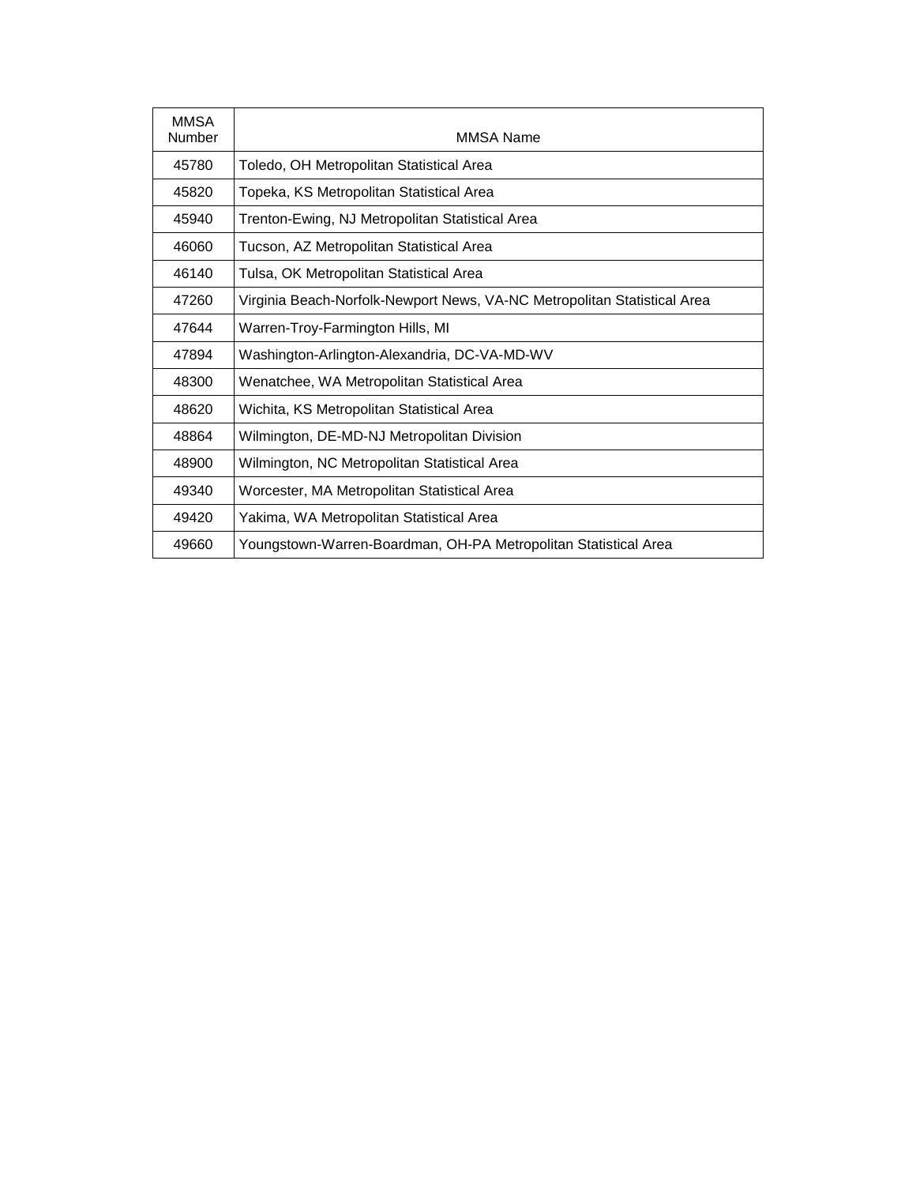| MMSA Number | MMSA Name |
|---|---|
| 45780 | Toledo, OH Metropolitan Statistical Area |
| 45820 | Topeka, KS Metropolitan Statistical Area |
| 45940 | Trenton-Ewing, NJ Metropolitan Statistical Area |
| 46060 | Tucson, AZ Metropolitan Statistical Area |
| 46140 | Tulsa, OK Metropolitan Statistical Area |
| 47260 | Virginia Beach-Norfolk-Newport News, VA-NC Metropolitan Statistical Area |
| 47644 | Warren-Troy-Farmington Hills, MI |
| 47894 | Washington-Arlington-Alexandria, DC-VA-MD-WV |
| 48300 | Wenatchee, WA Metropolitan Statistical Area |
| 48620 | Wichita, KS Metropolitan Statistical Area |
| 48864 | Wilmington, DE-MD-NJ Metropolitan Division |
| 48900 | Wilmington, NC Metropolitan Statistical Area |
| 49340 | Worcester, MA Metropolitan Statistical Area |
| 49420 | Yakima, WA Metropolitan Statistical Area |
| 49660 | Youngstown-Warren-Boardman, OH-PA Metropolitan Statistical Area |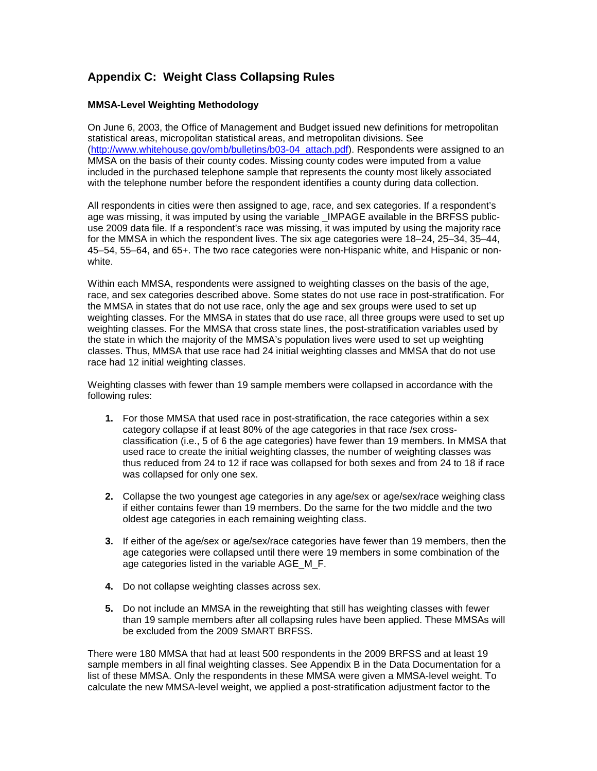## Appendix C: Weight Class Collapsing Rules

### MMSA-Level Weighting Methodology

On June 6, 2003, the Office of Management and Budget issued new definitions for metropolitan statistical areas, micropolitan statistical areas, and metropolitan divisions. See (http://www.whitehouse.gov/omb/bulletins/b03-04_attach.pdf). Respondents were assigned to an MMSA on the basis of their county codes. Missing county codes were imputed from a value included in the purchased telephone sample that represents the county most likely associated with the telephone number before the respondent identifies a county during data collection.

All respondents in cities were then assigned to age, race, and sex categories. If a respondent's age was missing, it was imputed by using the variable _IMPAGE available in the BRFSS public-use 2009 data file. If a respondent's race was missing, it was imputed by using the majority race for the MMSA in which the respondent lives. The six age categories were 18–24, 25–34, 35–44, 45–54, 55–64, and 65+. The two race categories were non-Hispanic white, and Hispanic or non-white.

Within each MMSA, respondents were assigned to weighting classes on the basis of the age, race, and sex categories described above. Some states do not use race in post-stratification. For the MMSA in states that do not use race, only the age and sex groups were used to set up weighting classes. For the MMSA in states that do use race, all three groups were used to set up weighting classes. For the MMSA that cross state lines, the post-stratification variables used by the state in which the majority of the MMSA's population lives were used to set up weighting classes. Thus, MMSA that use race had 24 initial weighting classes and MMSA that do not use race had 12 initial weighting classes.

Weighting classes with fewer than 19 sample members were collapsed in accordance with the following rules:

1. For those MMSA that used race in post-stratification, the race categories within a sex category collapse if at least 80% of the age categories in that race /sex cross-classification (i.e., 5 of 6 the age categories) have fewer than 19 members. In MMSA that used race to create the initial weighting classes, the number of weighting classes was thus reduced from 24 to 12 if race was collapsed for both sexes and from 24 to 18 if race was collapsed for only one sex.

2. Collapse the two youngest age categories in any age/sex or age/sex/race weighing class if either contains fewer than 19 members. Do the same for the two middle and the two oldest age categories in each remaining weighting class.

3. If either of the age/sex or age/sex/race categories have fewer than 19 members, then the age categories were collapsed until there were 19 members in some combination of the age categories listed in the variable AGE_M_F.

4. Do not collapse weighting classes across sex.

5. Do not include an MMSA in the reweighting that still has weighting classes with fewer than 19 sample members after all collapsing rules have been applied. These MMSAs will be excluded from the 2009 SMART BRFSS.

There were 180 MMSA that had at least 500 respondents in the 2009 BRFSS and at least 19 sample members in all final weighting classes. See Appendix B in the Data Documentation for a list of these MMSA. Only the respondents in these MMSA were given a MMSA-level weight. To calculate the new MMSA-level weight, we applied a post-stratification adjustment factor to the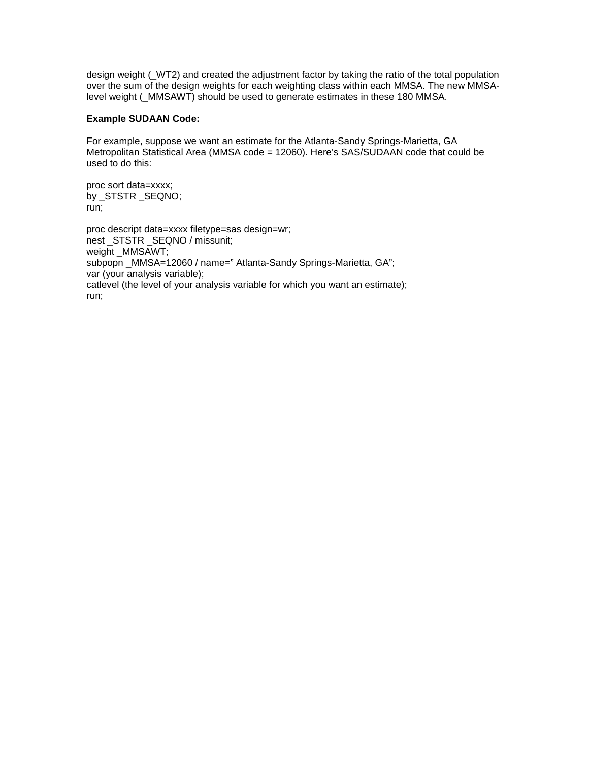design weight (_WT2) and created the adjustment factor by taking the ratio of the total population over the sum of the design weights for each weighting class within each MMSA. The new MMSA-level weight (_MMSAWT) should be used to generate estimates in these 180 MMSA.

**Example SUDAAN Code:**

For example, suppose we want an estimate for the Atlanta-Sandy Springs-Marietta, GA Metropolitan Statistical Area (MMSA code = 12060). Here's SAS/SUDAAN code that could be used to do this:

```
proc sort data=xxxx;
by _STSTR _SEQNO;
run;

proc descript data=xxxx filetype=sas design=wr;
nest _STSTR _SEQNO / missunit;
weight _MMSAWT;
subpopn _MMSA=12060 / name=" Atlanta-Sandy Springs-Marietta, GA";
var (your analysis variable);
catlevel (the level of your analysis variable for which you want an estimate);
run;
```